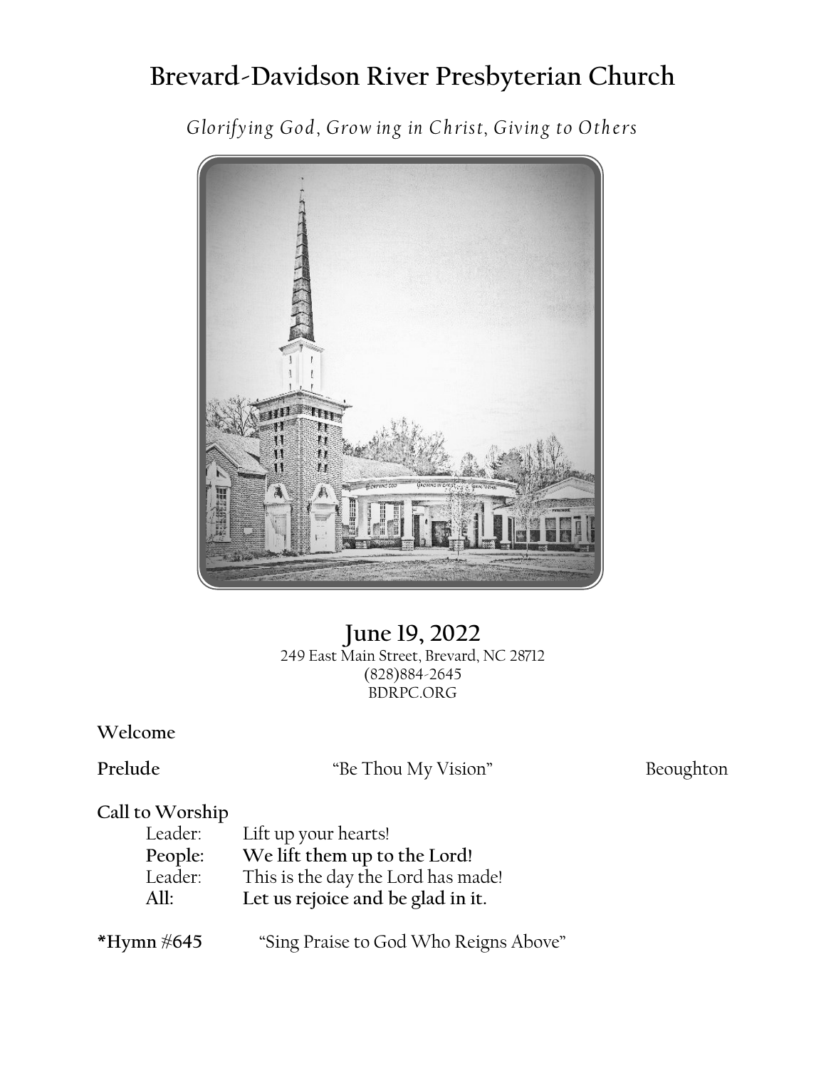# Brevard-Davidson River Presbyterian Church

*Glorifying God, Growing in Christ, Giving to Others*

**June 19, 2022**

249 East Main Street, Brevard, NC 28712
(828)884-2645
BDRPC.ORG

**Welcome**

**Prelude** "Be Thou My Vision" Beoughton

**Call to Worship**

Leader: Lift up your hearts!
**People: We lift them up to the Lord!**
Leader: This is the day the Lord has made!
**All: Let us rejoice and be glad in it.**

**\*Hymn #645** "Sing Praise to God Who Reigns Above"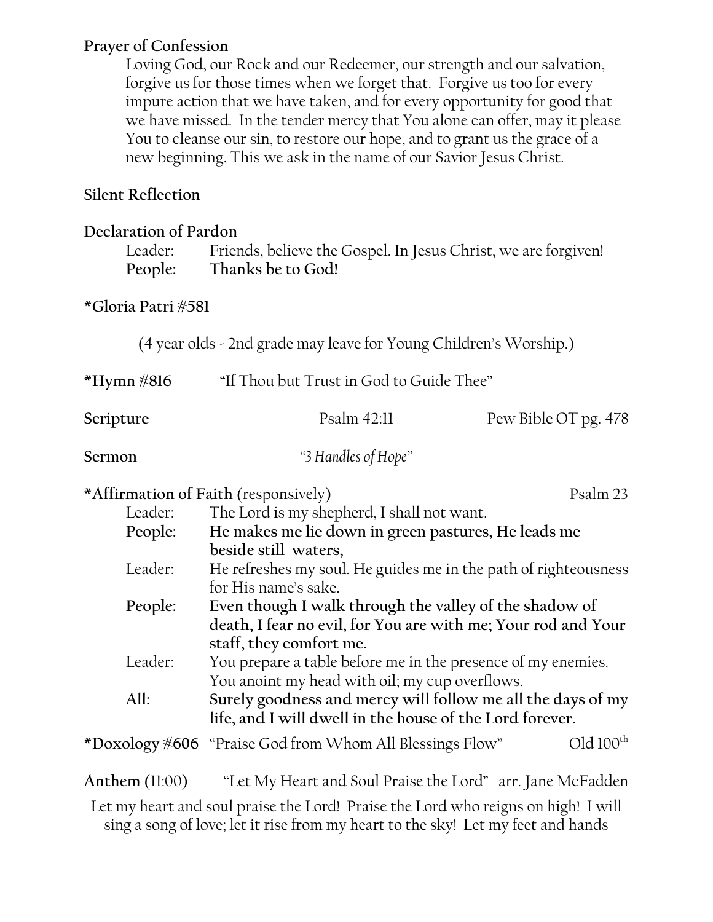**Prayer of Confession**

Loving God, our Rock and our Redeemer, our strength and our salvation, forgive us for those times when we forget that. Forgive us too for every impure action that we have taken, and for every opportunity for good that we have missed. In the tender mercy that You alone can offer, may it please You to cleanse our sin, to restore our hope, and to grant us the grace of a new beginning. This we ask in the name of our Savior Jesus Christ.

**Silent Reflection**

**Declaration of Pardon**

Leader: Friends, believe the Gospel. In Jesus Christ, we are forgiven!
**People: Thanks be to God!**

**\*Gloria Patri #581**

(4 year olds - 2nd grade may leave for Young Children's Worship.)

**\*Hymn #816** "If Thou but Trust in God to Guide Thee"

**Scripture** Psalm 42:11 Pew Bible OT pg. 478

**Sermon** *"3 Handles of Hope"*

**\*Affirmation of Faith** (responsively) Psalm 23

Leader: The Lord is my shepherd, I shall not want.
**People: He makes me lie down in green pastures, He leads me beside still waters,**
Leader: He refreshes my soul. He guides me in the path of righteousness for His name's sake.
**People: Even though I walk through the valley of the shadow of death, I fear no evil, for You are with me; Your rod and Your staff, they comfort me.**
Leader: You prepare a table before me in the presence of my enemies. You anoint my head with oil; my cup overflows.
**All: Surely goodness and mercy will follow me all the days of my life, and I will dwell in the house of the Lord forever.**

**\*Doxology #606** "Praise God from Whom All Blessings Flow" Old 100th

**Anthem** (11:00) "Let My Heart and Soul Praise the Lord" arr. Jane McFadden

Let my heart and soul praise the Lord! Praise the Lord who reigns on high! I will sing a song of love; let it rise from my heart to the sky! Let my feet and hands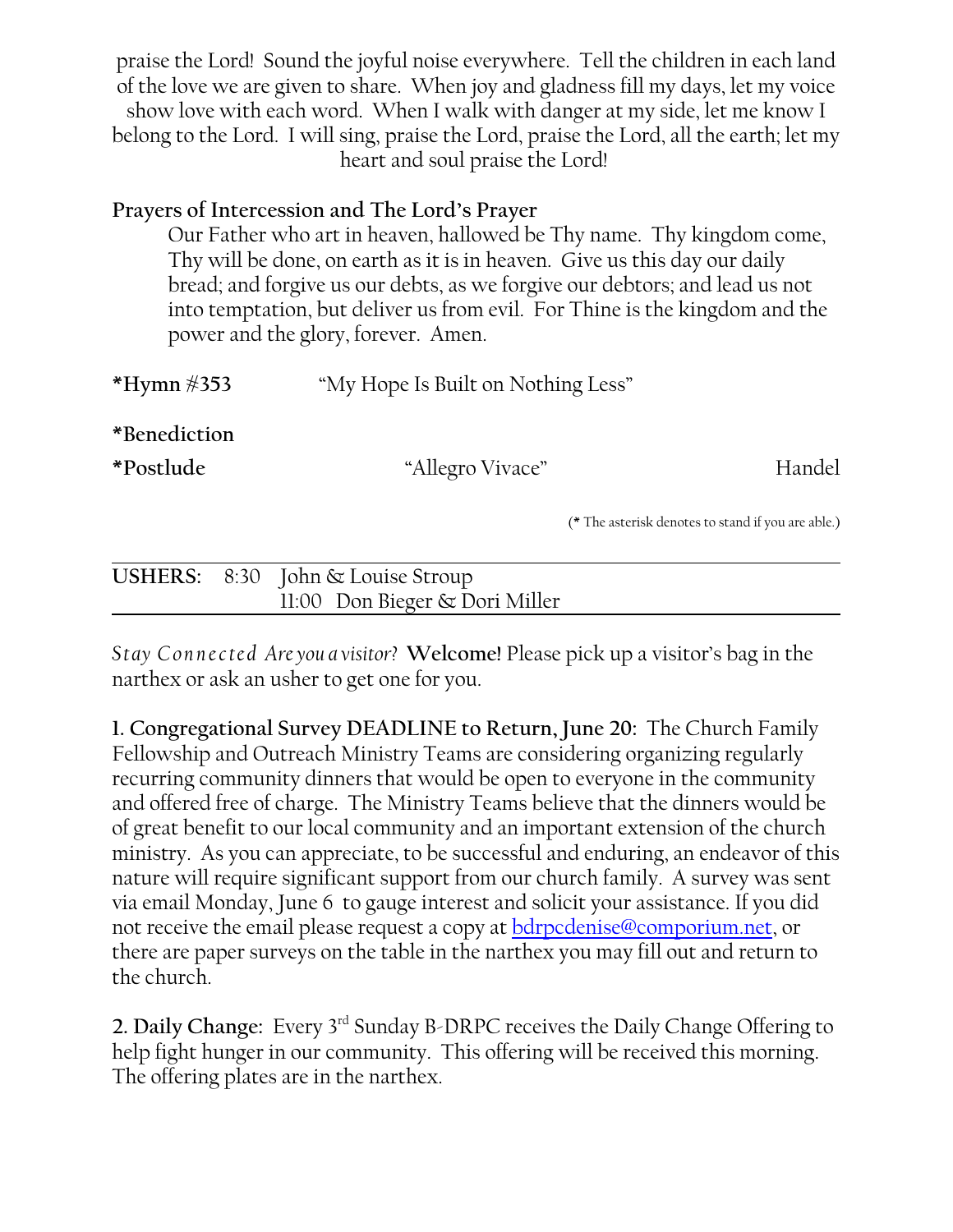praise the Lord! Sound the joyful noise everywhere. Tell the children in each land of the love we are given to share. When joy and gladness fill my days, let my voice show love with each word. When I walk with danger at my side, let me know I belong to the Lord. I will sing, praise the Lord, praise the Lord, all the earth; let my heart and soul praise the Lord!

**Prayers of Intercession and The Lord's Prayer**

Our Father who art in heaven, hallowed be Thy name. Thy kingdom come, Thy will be done, on earth as it is in heaven. Give us this day our daily bread; and forgive us our debts, as we forgive our debtors; and lead us not into temptation, but deliver us from evil. For Thine is the kingdom and the power and the glory, forever. Amen.

**\*Hymn #353** "My Hope Is Built on Nothing Less"

**\*Benediction**

**\*Postlude** "Allegro Vivace" Handel

(* The asterisk denotes to stand if you are able.)

---

**USHERS:** 8:30 John & Louise Stroup
11:00 Don Bieger & Dori Miller

---

*Stay Connected Are you a visitor?* **Welcome!** Please pick up a visitor's bag in the narthex or ask an usher to get one for you.

**1. Congregational Survey DEADLINE to Return, June 20:** The Church Family Fellowship and Outreach Ministry Teams are considering organizing regularly recurring community dinners that would be open to everyone in the community and offered free of charge. The Ministry Teams believe that the dinners would be of great benefit to our local community and an important extension of the church ministry. As you can appreciate, to be successful and enduring, an endeavor of this nature will require significant support from our church family. A survey was sent via email Monday, June 6 to gauge interest and solicit your assistance. If you did not receive the email please request a copy at bdrpcdenise@comporium.net, or there are paper surveys on the table in the narthex you may fill out and return to the church.

**2. Daily Change:** Every 3rd Sunday B-DRPC receives the Daily Change Offering to help fight hunger in our community. This offering will be received this morning. The offering plates are in the narthex.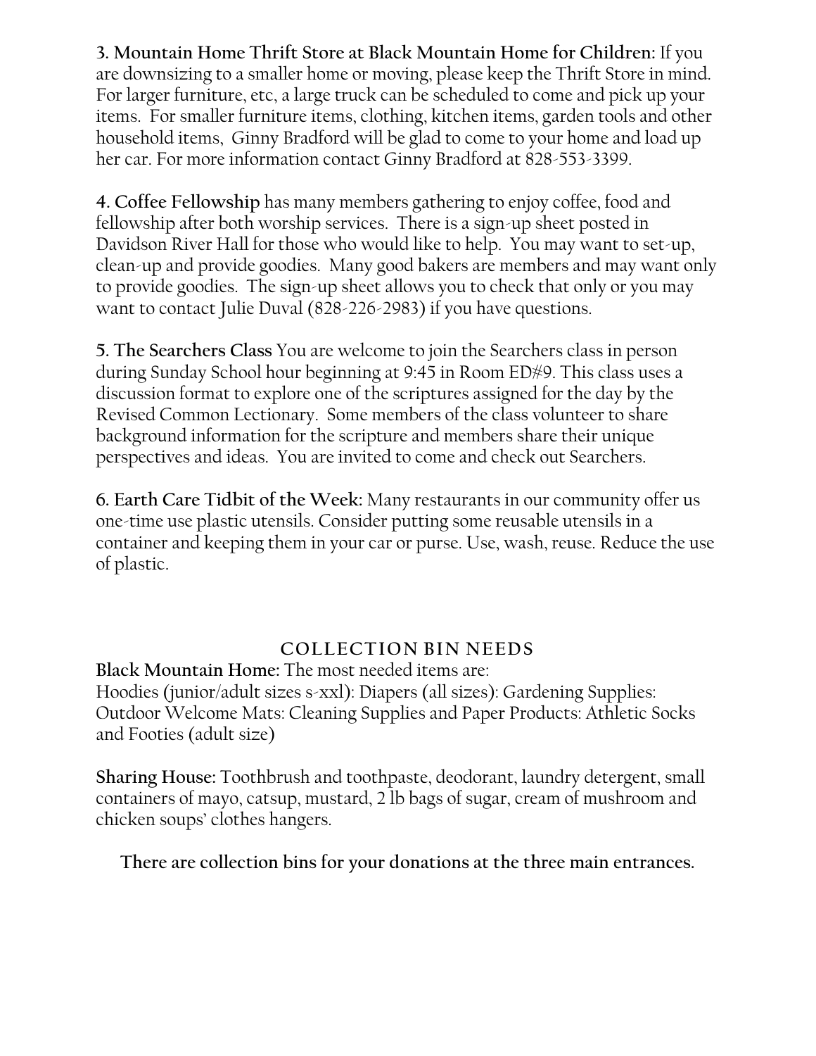**3. Mountain Home Thrift Store at Black Mountain Home for Children:** If you are downsizing to a smaller home or moving, please keep the Thrift Store in mind. For larger furniture, etc, a large truck can be scheduled to come and pick up your items. For smaller furniture items, clothing, kitchen items, garden tools and other household items, Ginny Bradford will be glad to come to your home and load up her car. For more information contact Ginny Bradford at 828-553-3399.

**4. Coffee Fellowship** has many members gathering to enjoy coffee, food and fellowship after both worship services. There is a sign-up sheet posted in Davidson River Hall for those who would like to help. You may want to set-up, clean-up and provide goodies. Many good bakers are members and may want only to provide goodies. The sign-up sheet allows you to check that only or you may want to contact Julie Duval (828-226-2983) if you have questions.

**5. The Searchers Class** You are welcome to join the Searchers class in person during Sunday School hour beginning at 9:45 in Room ED#9. This class uses a discussion format to explore one of the scriptures assigned for the day by the Revised Common Lectionary. Some members of the class volunteer to share background information for the scripture and members share their unique perspectives and ideas. You are invited to come and check out Searchers.

**6. Earth Care Tidbit of the Week:** Many restaurants in our community offer us one-time use plastic utensils. Consider putting some reusable utensils in a container and keeping them in your car or purse. Use, wash, reuse. Reduce the use of plastic.

## COLLECTION BIN NEEDS

**Black Mountain Home:** The most needed items are:
Hoodies (junior/adult sizes s-xxl): Diapers (all sizes): Gardening Supplies: Outdoor Welcome Mats: Cleaning Supplies and Paper Products: Athletic Socks and Footies (adult size)

**Sharing House:** Toothbrush and toothpaste, deodorant, laundry detergent, small containers of mayo, catsup, mustard, 2 lb bags of sugar, cream of mushroom and chicken soups' clothes hangers.

**There are collection bins for your donations at the three main entrances.**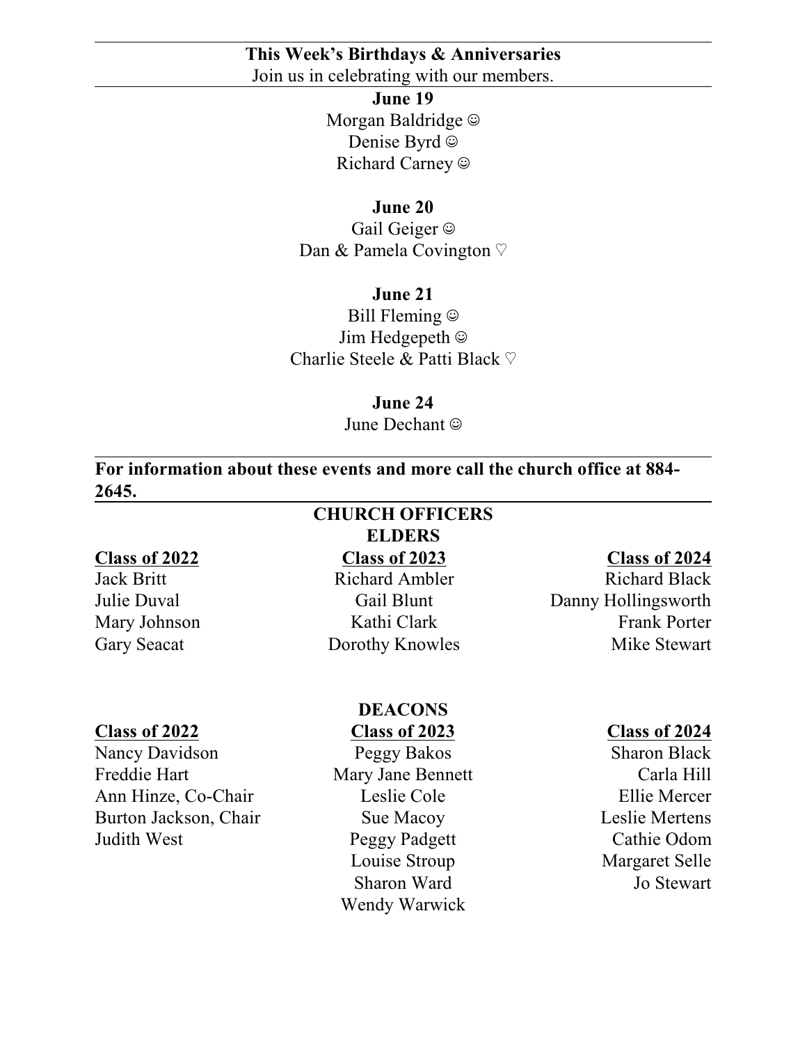**This Week's Birthdays & Anniversaries**

Join us in celebrating with our members.

**June 19**

Morgan Baldridge ☺
Denise Byrd ☺
Richard Carney ☺

**June 20**

Gail Geiger ☺
Dan & Pamela Covington ♡

**June 21**

Bill Fleming ☺
Jim Hedgepeth ☺
Charlie Steele & Patti Black ♡

**June 24**

June Dechant ☺

**For information about these events and more call the church office at 884-2645.**

## CHURCH OFFICERS

### ELDERS

| Class of 2022 | Class of 2023 | Class of 2024 |
|---|---|---|
| Jack Britt | Richard Ambler | Richard Black |
| Julie Duval | Gail Blunt | Danny Hollingsworth |
| Mary Johnson | Kathi Clark | Frank Porter |
| Gary Seacat | Dorothy Knowles | Mike Stewart |

### DEACONS

| Class of 2022 | Class of 2023 | Class of 2024 |
|---|---|---|
| Nancy Davidson | Peggy Bakos | Sharon Black |
| Freddie Hart | Mary Jane Bennett | Carla Hill |
| Ann Hinze, Co-Chair | Leslie Cole | Ellie Mercer |
| Burton Jackson, Chair | Sue Macoy | Leslie Mertens |
| Judith West | Peggy Padgett | Cathie Odom |
| | Louise Stroup | Margaret Selle |
| | Sharon Ward | Jo Stewart |
| | Wendy Warwick | |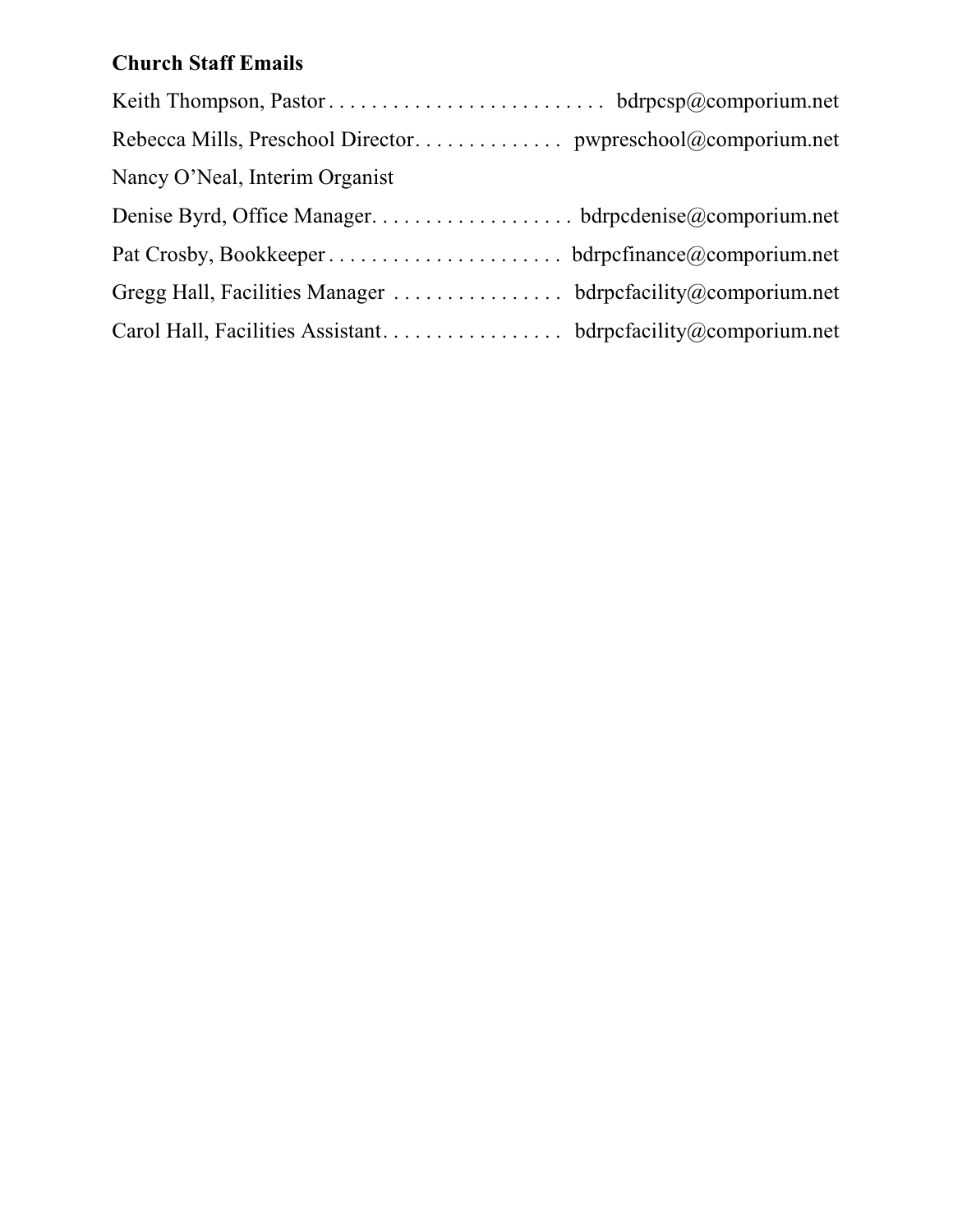**Church Staff Emails**

Keith Thompson, Pastor . . . . . . . . . . . . . . . . . . . . . . . . . . bdrpcsp@comporium.net

Rebecca Mills, Preschool Director. . . . . . . . . . . . . . pwpreschool@comporium.net

Nancy O'Neal, Interim Organist

Denise Byrd, Office Manager. . . . . . . . . . . . . . . . . . . bdrpcdenise@comporium.net

Pat Crosby, Bookkeeper . . . . . . . . . . . . . . . . . . . . . . bdrpcfinance@comporium.net

Gregg Hall, Facilities Manager . . . . . . . . . . . . . . . . bdrpcfacility@comporium.net

Carol Hall, Facilities Assistant. . . . . . . . . . . . . . . . . bdrpcfacility@comporium.net